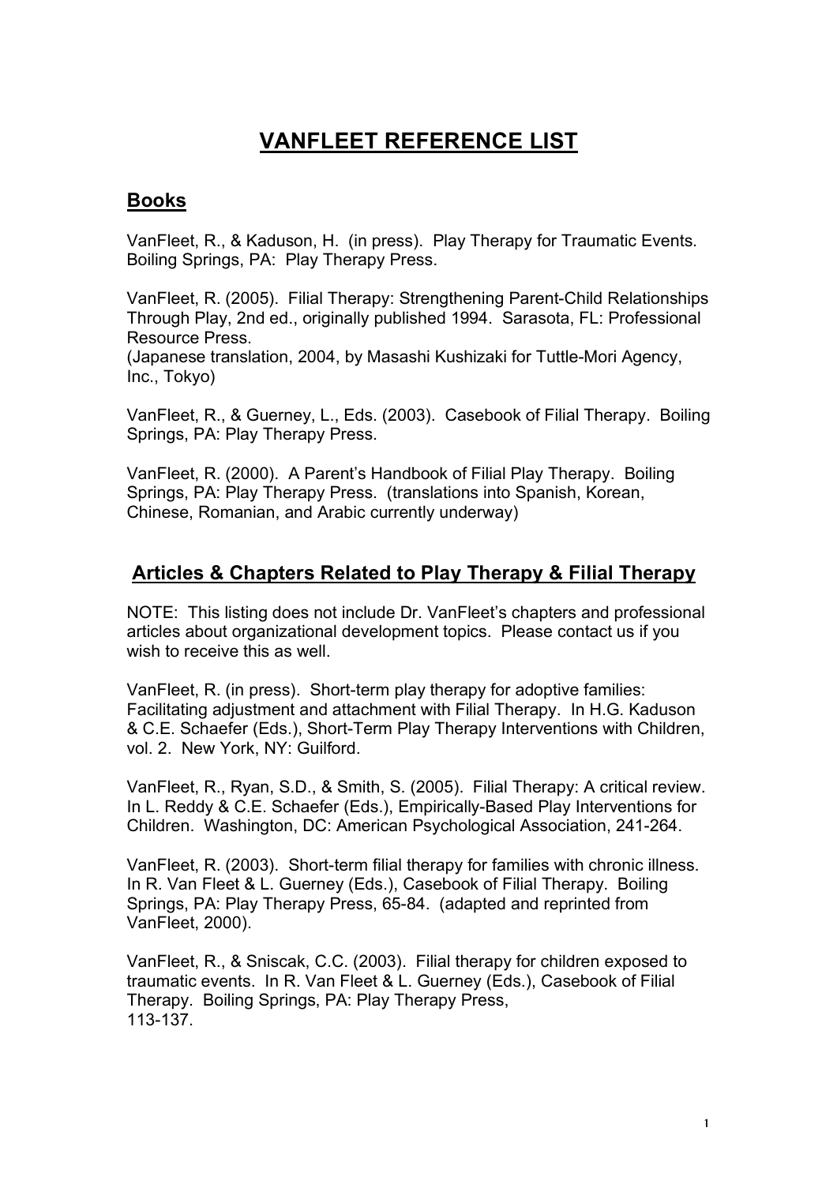# VANFLEET REFERENCE LIST

## Books

VanFleet, R., & Kaduson, H. (in press). Play Therapy for Traumatic Events. Boiling Springs, PA: Play Therapy Press.

VanFleet, R. (2005). Filial Therapy: Strengthening Parent-Child Relationships Through Play, 2nd ed., originally published 1994. Sarasota, FL: Professional Resource Press.
(Japanese translation, 2004, by Masashi Kushizaki for Tuttle-Mori Agency, Inc., Tokyo)

VanFleet, R., & Guerney, L., Eds. (2003). Casebook of Filial Therapy. Boiling Springs, PA: Play Therapy Press.

VanFleet, R. (2000). A Parent's Handbook of Filial Play Therapy. Boiling Springs, PA: Play Therapy Press. (translations into Spanish, Korean, Chinese, Romanian, and Arabic currently underway)

## Articles & Chapters Related to Play Therapy & Filial Therapy

NOTE: This listing does not include Dr. VanFleet's chapters and professional articles about organizational development topics. Please contact us if you wish to receive this as well.

VanFleet, R. (in press). Short-term play therapy for adoptive families: Facilitating adjustment and attachment with Filial Therapy. In H.G. Kaduson & C.E. Schaefer (Eds.), Short-Term Play Therapy Interventions with Children, vol. 2. New York, NY: Guilford.

VanFleet, R., Ryan, S.D., & Smith, S. (2005). Filial Therapy: A critical review. In L. Reddy & C.E. Schaefer (Eds.), Empirically-Based Play Interventions for Children. Washington, DC: American Psychological Association, 241-264.

VanFleet, R. (2003). Short-term filial therapy for families with chronic illness. In R. Van Fleet & L. Guerney (Eds.), Casebook of Filial Therapy. Boiling Springs, PA: Play Therapy Press, 65-84. (adapted and reprinted from VanFleet, 2000).

VanFleet, R., & Sniscak, C.C. (2003). Filial therapy for children exposed to traumatic events. In R. Van Fleet & L. Guerney (Eds.), Casebook of Filial Therapy. Boiling Springs, PA: Play Therapy Press, 113-137.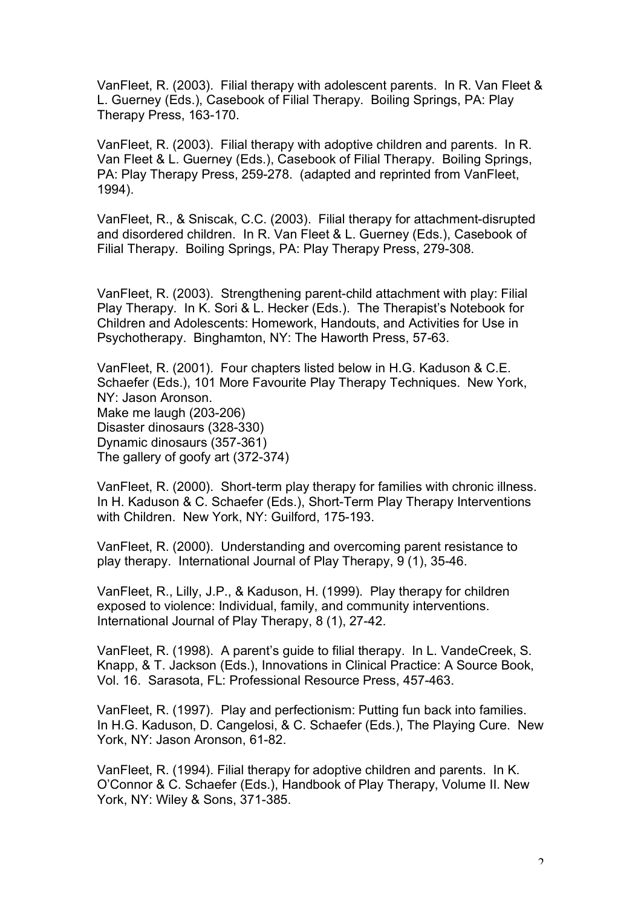VanFleet, R. (2003). Filial therapy with adolescent parents. In R. Van Fleet & L. Guerney (Eds.), Casebook of Filial Therapy. Boiling Springs, PA: Play Therapy Press, 163-170.

VanFleet, R. (2003). Filial therapy with adoptive children and parents. In R. Van Fleet & L. Guerney (Eds.), Casebook of Filial Therapy. Boiling Springs, PA: Play Therapy Press, 259-278. (adapted and reprinted from VanFleet, 1994).

VanFleet, R., & Sniscak, C.C. (2003). Filial therapy for attachment-disrupted and disordered children. In R. Van Fleet & L. Guerney (Eds.), Casebook of Filial Therapy. Boiling Springs, PA: Play Therapy Press, 279-308.

VanFleet, R. (2003). Strengthening parent-child attachment with play: Filial Play Therapy. In K. Sori & L. Hecker (Eds.). The Therapist's Notebook for Children and Adolescents: Homework, Handouts, and Activities for Use in Psychotherapy. Binghamton, NY: The Haworth Press, 57-63.

VanFleet, R. (2001). Four chapters listed below in H.G. Kaduson & C.E. Schaefer (Eds.), 101 More Favourite Play Therapy Techniques. New York, NY: Jason Aronson.
Make me laugh (203-206)
Disaster dinosaurs (328-330)
Dynamic dinosaurs (357-361)
The gallery of goofy art (372-374)

VanFleet, R. (2000). Short-term play therapy for families with chronic illness. In H. Kaduson & C. Schaefer (Eds.), Short-Term Play Therapy Interventions with Children. New York, NY: Guilford, 175-193.

VanFleet, R. (2000). Understanding and overcoming parent resistance to play therapy. International Journal of Play Therapy, 9 (1), 35-46.

VanFleet, R., Lilly, J.P., & Kaduson, H. (1999). Play therapy for children exposed to violence: Individual, family, and community interventions. International Journal of Play Therapy, 8 (1), 27-42.

VanFleet, R. (1998). A parent's guide to filial therapy. In L. VandeCreek, S. Knapp, & T. Jackson (Eds.), Innovations in Clinical Practice: A Source Book, Vol. 16. Sarasota, FL: Professional Resource Press, 457-463.

VanFleet, R. (1997). Play and perfectionism: Putting fun back into families. In H.G. Kaduson, D. Cangelosi, & C. Schaefer (Eds.), The Playing Cure. New York, NY: Jason Aronson, 61-82.

VanFleet, R. (1994). Filial therapy for adoptive children and parents. In K. O'Connor & C. Schaefer (Eds.), Handbook of Play Therapy, Volume II. New York, NY: Wiley & Sons, 371-385.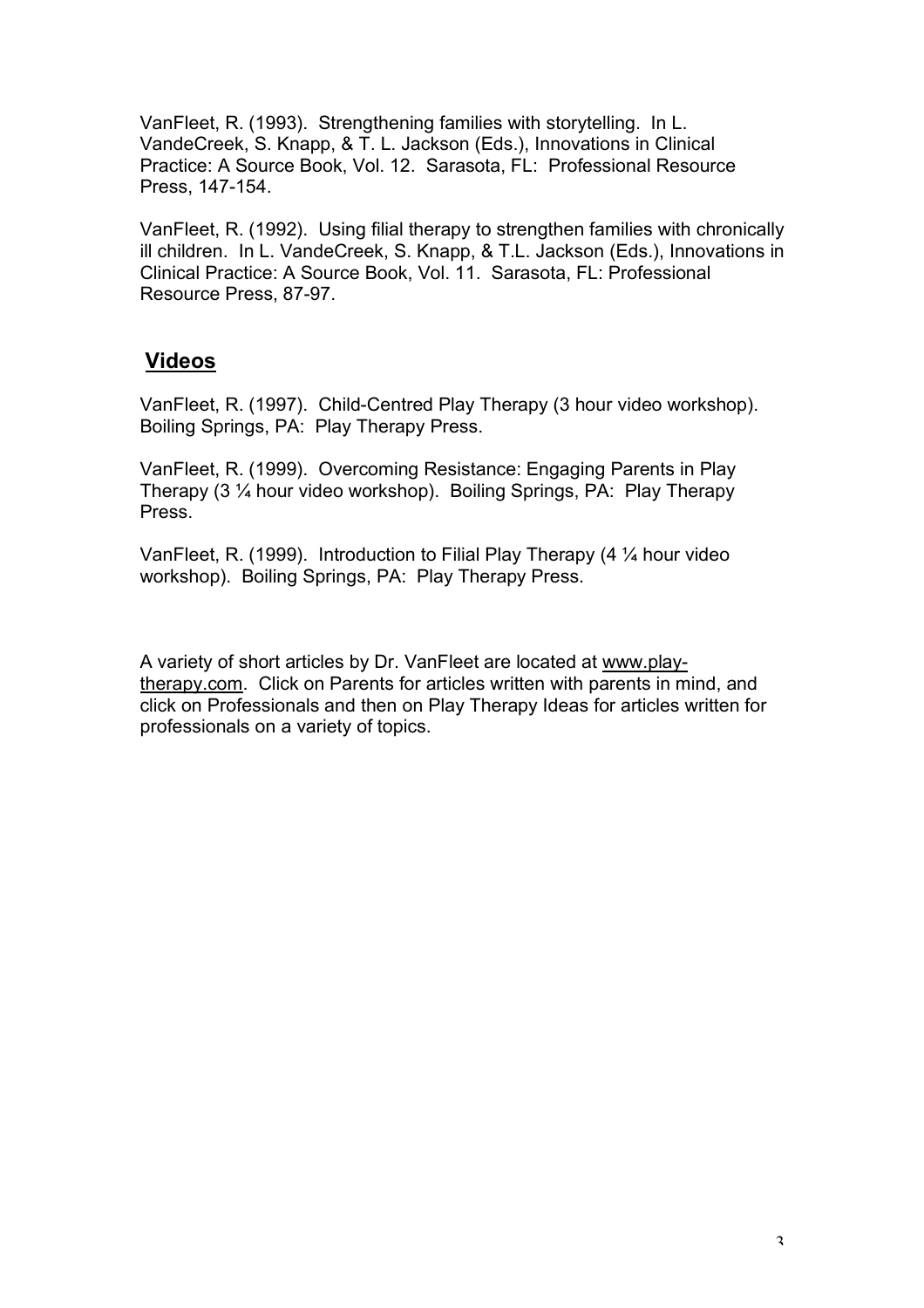VanFleet, R. (1993). Strengthening families with storytelling. In L. VandeCreek, S. Knapp, & T. L. Jackson (Eds.), Innovations in Clinical Practice: A Source Book, Vol. 12. Sarasota, FL: Professional Resource Press, 147-154.

VanFleet, R. (1992). Using filial therapy to strengthen families with chronically ill children. In L. VandeCreek, S. Knapp, & T.L. Jackson (Eds.), Innovations in Clinical Practice: A Source Book, Vol. 11. Sarasota, FL: Professional Resource Press, 87-97.

## Videos

VanFleet, R. (1997). Child-Centred Play Therapy (3 hour video workshop). Boiling Springs, PA: Play Therapy Press.

VanFleet, R. (1999). Overcoming Resistance: Engaging Parents in Play Therapy (3 ¼ hour video workshop). Boiling Springs, PA: Play Therapy Press.

VanFleet, R. (1999). Introduction to Filial Play Therapy (4 ¼ hour video workshop). Boiling Springs, PA: Play Therapy Press.

A variety of short articles by Dr. VanFleet are located at www.play-therapy.com. Click on Parents for articles written with parents in mind, and click on Professionals and then on Play Therapy Ideas for articles written for professionals on a variety of topics.